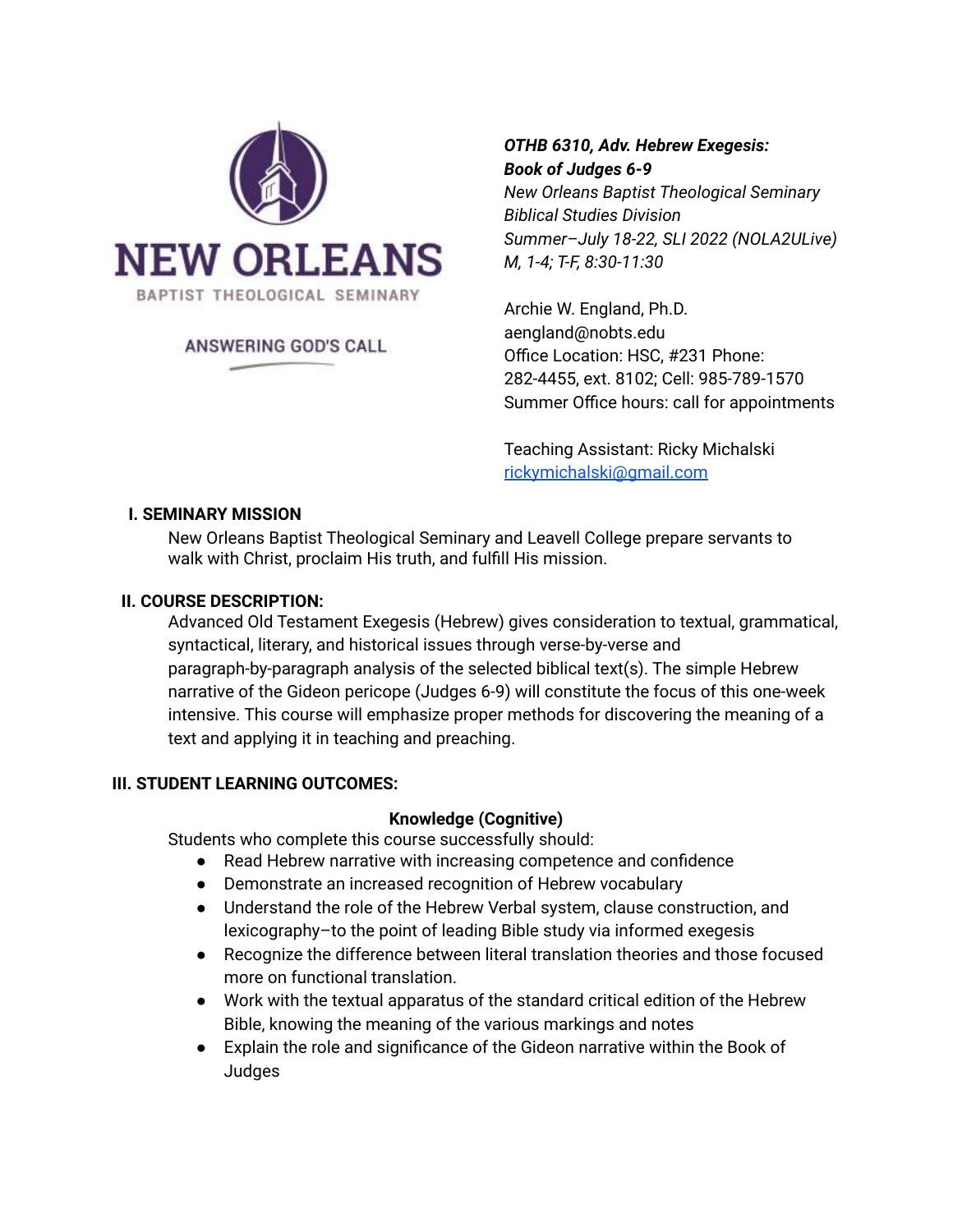NEW ORLEANS
BAPTIST THEOLOGICAL SEMINARY

ANSWERING GOD'S CALL

***OTHB 6310, Adv. Hebrew Exegesis: Book of Judges 6-9***
*New Orleans Baptist Theological Seminary*
*Biblical Studies Division*
*Summer–July 18-22, SLI 2022 (NOLA2ULive)*
*M, 1-4; T-F, 8:30-11:30*

Archie W. England, Ph.D.
aengland@nobts.edu
Office Location: HSC, #231 Phone: 282-4455, ext. 8102; Cell: 985-789-1570
Summer Office hours: call for appointments

Teaching Assistant: Ricky Michalski
rickymichalski@gmail.com

## I. SEMINARY MISSION

New Orleans Baptist Theological Seminary and Leavell College prepare servants to walk with Christ, proclaim His truth, and fulfill His mission.

## II. COURSE DESCRIPTION:

Advanced Old Testament Exegesis (Hebrew) gives consideration to textual, grammatical, syntactical, literary, and historical issues through verse-by-verse and paragraph-by-paragraph analysis of the selected biblical text(s). The simple Hebrew narrative of the Gideon pericope (Judges 6-9) will constitute the focus of this one-week intensive. This course will emphasize proper methods for discovering the meaning of a text and applying it in teaching and preaching.

## III. STUDENT LEARNING OUTCOMES:

**Knowledge (Cognitive)**

Students who complete this course successfully should:

- Read Hebrew narrative with increasing competence and confidence
- Demonstrate an increased recognition of Hebrew vocabulary
- Understand the role of the Hebrew Verbal system, clause construction, and lexicography–to the point of leading Bible study via informed exegesis
- Recognize the difference between literal translation theories and those focused more on functional translation.
- Work with the textual apparatus of the standard critical edition of the Hebrew Bible, knowing the meaning of the various markings and notes
- Explain the role and significance of the Gideon narrative within the Book of Judges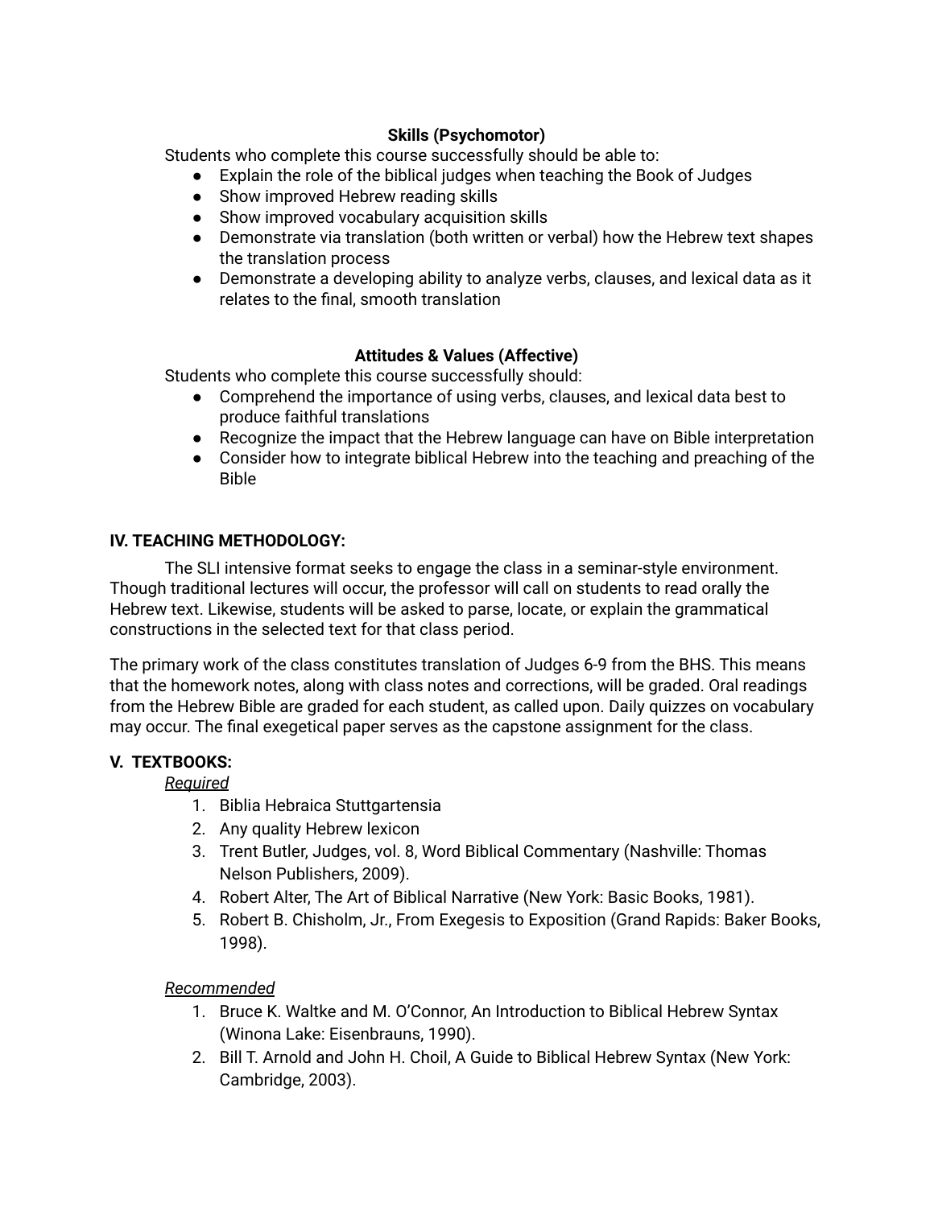**Skills (Psychomotor)**

Students who complete this course successfully should be able to:

- Explain the role of the biblical judges when teaching the Book of Judges
- Show improved Hebrew reading skills
- Show improved vocabulary acquisition skills
- Demonstrate via translation (both written or verbal) how the Hebrew text shapes the translation process
- Demonstrate a developing ability to analyze verbs, clauses, and lexical data as it relates to the final, smooth translation

**Attitudes & Values (Affective)**

Students who complete this course successfully should:

- Comprehend the importance of using verbs, clauses, and lexical data best to produce faithful translations
- Recognize the impact that the Hebrew language can have on Bible interpretation
- Consider how to integrate biblical Hebrew into the teaching and preaching of the Bible

## IV. TEACHING METHODOLOGY:

The SLI intensive format seeks to engage the class in a seminar-style environment. Though traditional lectures will occur, the professor will call on students to read orally the Hebrew text. Likewise, students will be asked to parse, locate, or explain the grammatical constructions in the selected text for that class period.

The primary work of the class constitutes translation of Judges 6-9 from the BHS. This means that the homework notes, along with class notes and corrections, will be graded. Oral readings from the Hebrew Bible are graded for each student, as called upon. Daily quizzes on vocabulary may occur. The final exegetical paper serves as the capstone assignment for the class.

## V. TEXTBOOKS:

*Required*

1. Biblia Hebraica Stuttgartensia
2. Any quality Hebrew lexicon
3. Trent Butler, Judges, vol. 8, Word Biblical Commentary (Nashville: Thomas Nelson Publishers, 2009).
4. Robert Alter, The Art of Biblical Narrative (New York: Basic Books, 1981).
5. Robert B. Chisholm, Jr., From Exegesis to Exposition (Grand Rapids: Baker Books, 1998).

*Recommended*

1. Bruce K. Waltke and M. O'Connor, An Introduction to Biblical Hebrew Syntax (Winona Lake: Eisenbrauns, 1990).
2. Bill T. Arnold and John H. Choil, A Guide to Biblical Hebrew Syntax (New York: Cambridge, 2003).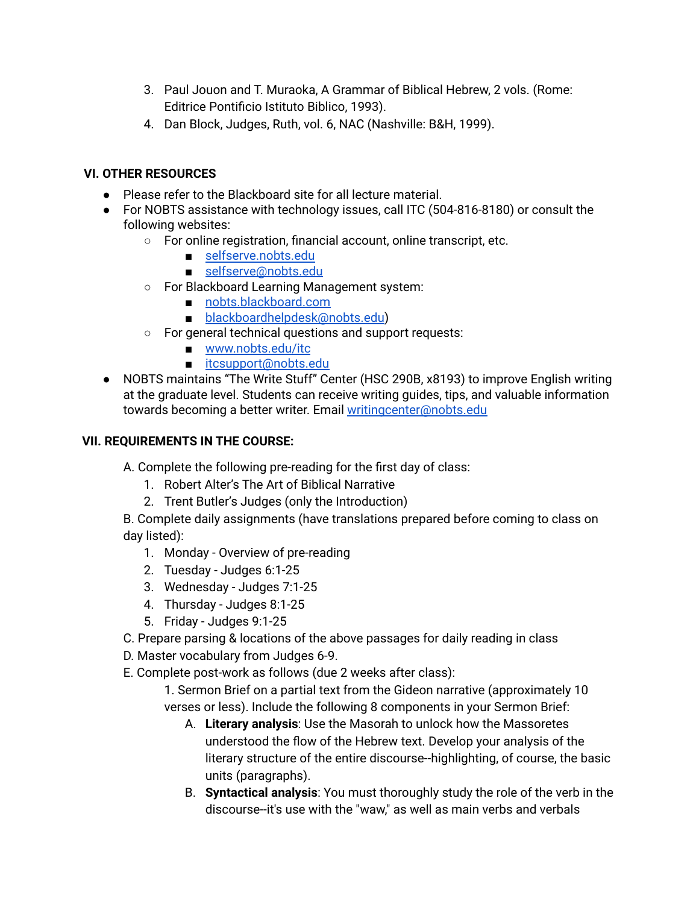3. Paul Jouon and T. Muraoka, A Grammar of Biblical Hebrew, 2 vols. (Rome: Editrice Pontificio Istituto Biblico, 1993).
4. Dan Block, Judges, Ruth, vol. 6, NAC (Nashville: B&H, 1999).

## VI. OTHER RESOURCES

- Please refer to the Blackboard site for all lecture material.
- For NOBTS assistance with technology issues, call ITC (504-816-8180) or consult the following websites:
  - For online registration, financial account, online transcript, etc.
    - selfserve.nobts.edu
    - selfserve@nobts.edu
  - For Blackboard Learning Management system:
    - nobts.blackboard.com
    - blackboardhelpdesk@nobts.edu)
  - For general technical questions and support requests:
    - www.nobts.edu/itc
    - itcsupport@nobts.edu
- NOBTS maintains "The Write Stuff" Center (HSC 290B, x8193) to improve English writing at the graduate level. Students can receive writing guides, tips, and valuable information towards becoming a better writer. Email writingcenter@nobts.edu

## VII. REQUIREMENTS IN THE COURSE:

A. Complete the following pre-reading for the first day of class:
1. Robert Alter's The Art of Biblical Narrative
2. Trent Butler's Judges (only the Introduction)

B. Complete daily assignments (have translations prepared before coming to class on day listed):
1. Monday - Overview of pre-reading
2. Tuesday - Judges 6:1-25
3. Wednesday - Judges 7:1-25
4. Thursday - Judges 8:1-25
5. Friday - Judges 9:1-25

C. Prepare parsing & locations of the above passages for daily reading in class

D. Master vocabulary from Judges 6-9.

E. Complete post-work as follows (due 2 weeks after class):

1. Sermon Brief on a partial text from the Gideon narrative (approximately 10 verses or less). Include the following 8 components in your Sermon Brief:
   A. **Literary analysis**: Use the Masorah to unlock how the Massoretes understood the flow of the Hebrew text. Develop your analysis of the literary structure of the entire discourse--highlighting, of course, the basic units (paragraphs).
   B. **Syntactical analysis**: You must thoroughly study the role of the verb in the discourse--it's use with the "waw," as well as main verbs and verbals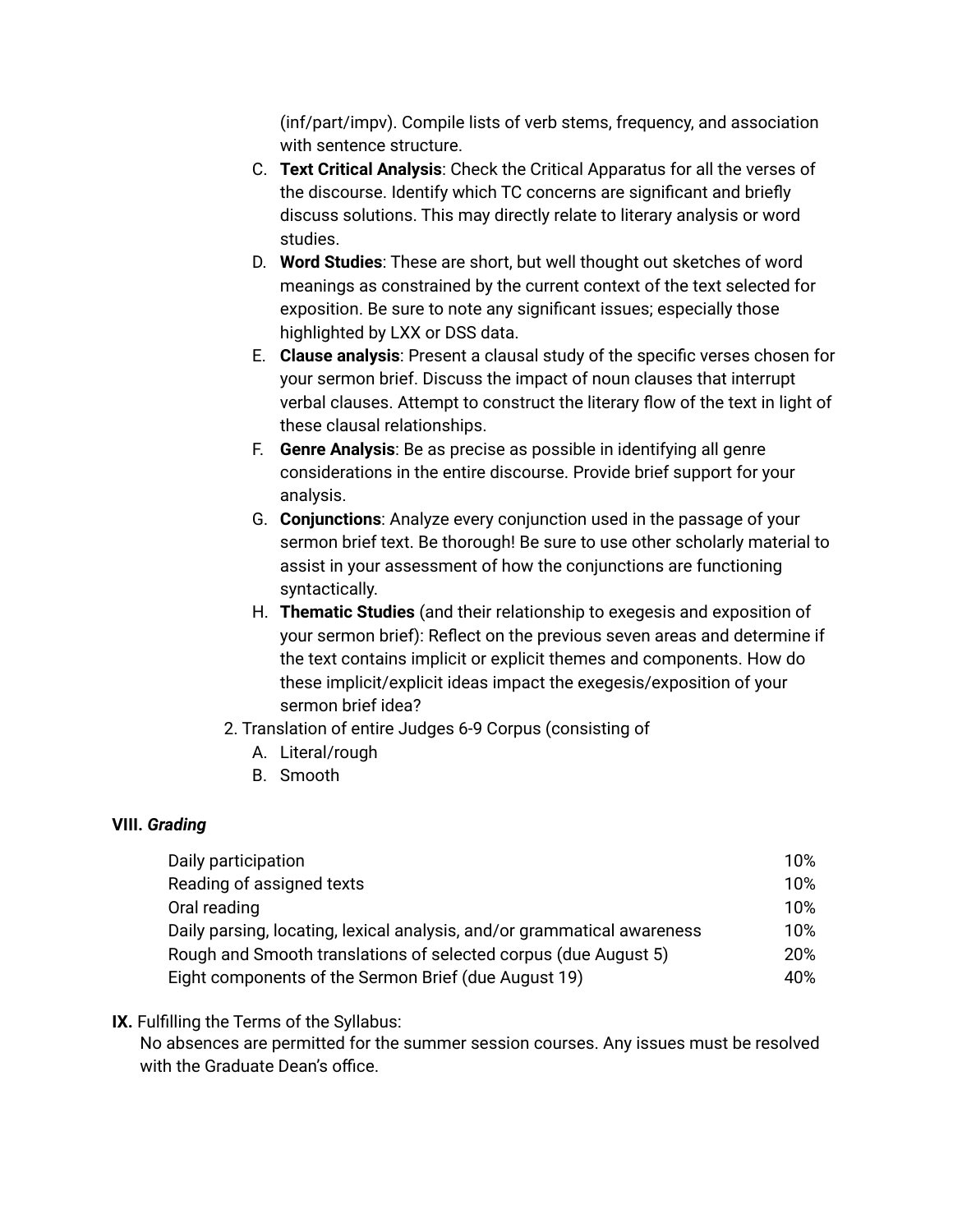(inf/part/impv). Compile lists of verb stems, frequency, and association with sentence structure.

C. **Text Critical Analysis**: Check the Critical Apparatus for all the verses of the discourse. Identify which TC concerns are significant and briefly discuss solutions. This may directly relate to literary analysis or word studies.
D. **Word Studies**: These are short, but well thought out sketches of word meanings as constrained by the current context of the text selected for exposition. Be sure to note any significant issues; especially those highlighted by LXX or DSS data.
E. **Clause analysis**: Present a clausal study of the specific verses chosen for your sermon brief. Discuss the impact of noun clauses that interrupt verbal clauses. Attempt to construct the literary flow of the text in light of these clausal relationships.
F. **Genre Analysis**: Be as precise as possible in identifying all genre considerations in the entire discourse. Provide brief support for your analysis.
G. **Conjunctions**: Analyze every conjunction used in the passage of your sermon brief text. Be thorough! Be sure to use other scholarly material to assist in your assessment of how the conjunctions are functioning syntactically.
H. **Thematic Studies** (and their relationship to exegesis and exposition of your sermon brief): Reflect on the previous seven areas and determine if the text contains implicit or explicit themes and components. How do these implicit/explicit ideas impact the exegesis/exposition of your sermon brief idea?

2. Translation of entire Judges 6-9 Corpus (consisting of
   A. Literal/rough
   B. Smooth

**VIII. *Grading***

| | |
|---|---|
| Daily participation | 10% |
| Reading of assigned texts | 10% |
| Oral reading | 10% |
| Daily parsing, locating, lexical analysis, and/or grammatical awareness | 10% |
| Rough and Smooth translations of selected corpus (due August 5) | 20% |
| Eight components of the Sermon Brief (due August 19) | 40% |

**IX.** Fulfilling the Terms of the Syllabus:

No absences are permitted for the summer session courses. Any issues must be resolved with the Graduate Dean's office.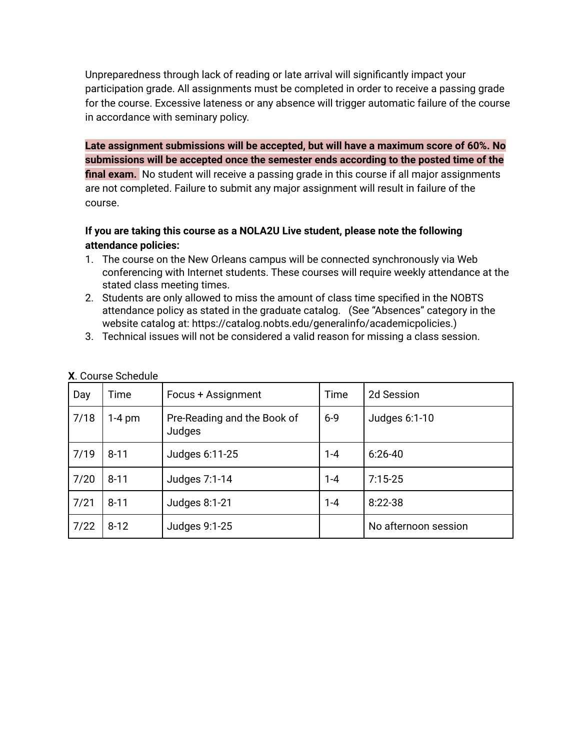Unpreparedness through lack of reading or late arrival will significantly impact your participation grade. All assignments must be completed in order to receive a passing grade for the course. Excessive lateness or any absence will trigger automatic failure of the course in accordance with seminary policy.

**Late assignment submissions will be accepted, but will have a maximum score of 60%. No submissions will be accepted once the semester ends according to the posted time of the final exam.** No student will receive a passing grade in this course if all major assignments are not completed. Failure to submit any major assignment will result in failure of the course.

**If you are taking this course as a NOLA2U Live student, please note the following attendance policies:**

1. The course on the New Orleans campus will be connected synchronously via Web conferencing with Internet students. These courses will require weekly attendance at the stated class meeting times.
2. Students are only allowed to miss the amount of class time specified in the NOBTS attendance policy as stated in the graduate catalog. (See "Absences" category in the website catalog at: https://catalog.nobts.edu/generalinfo/academicpolicies.)
3. Technical issues will not be considered a valid reason for missing a class session.

**X**. Course Schedule

| Day | Time | Focus + Assignment | Time | 2d Session |
|---|---|---|---|---|
| 7/18 | 1-4 pm | Pre-Reading and the Book of Judges | 6-9 | Judges 6:1-10 |
| 7/19 | 8-11 | Judges 6:11-25 | 1-4 | 6:26-40 |
| 7/20 | 8-11 | Judges 7:1-14 | 1-4 | 7:15-25 |
| 7/21 | 8-11 | Judges 8:1-21 | 1-4 | 8:22-38 |
| 7/22 | 8-12 | Judges 9:1-25 | | No afternoon session |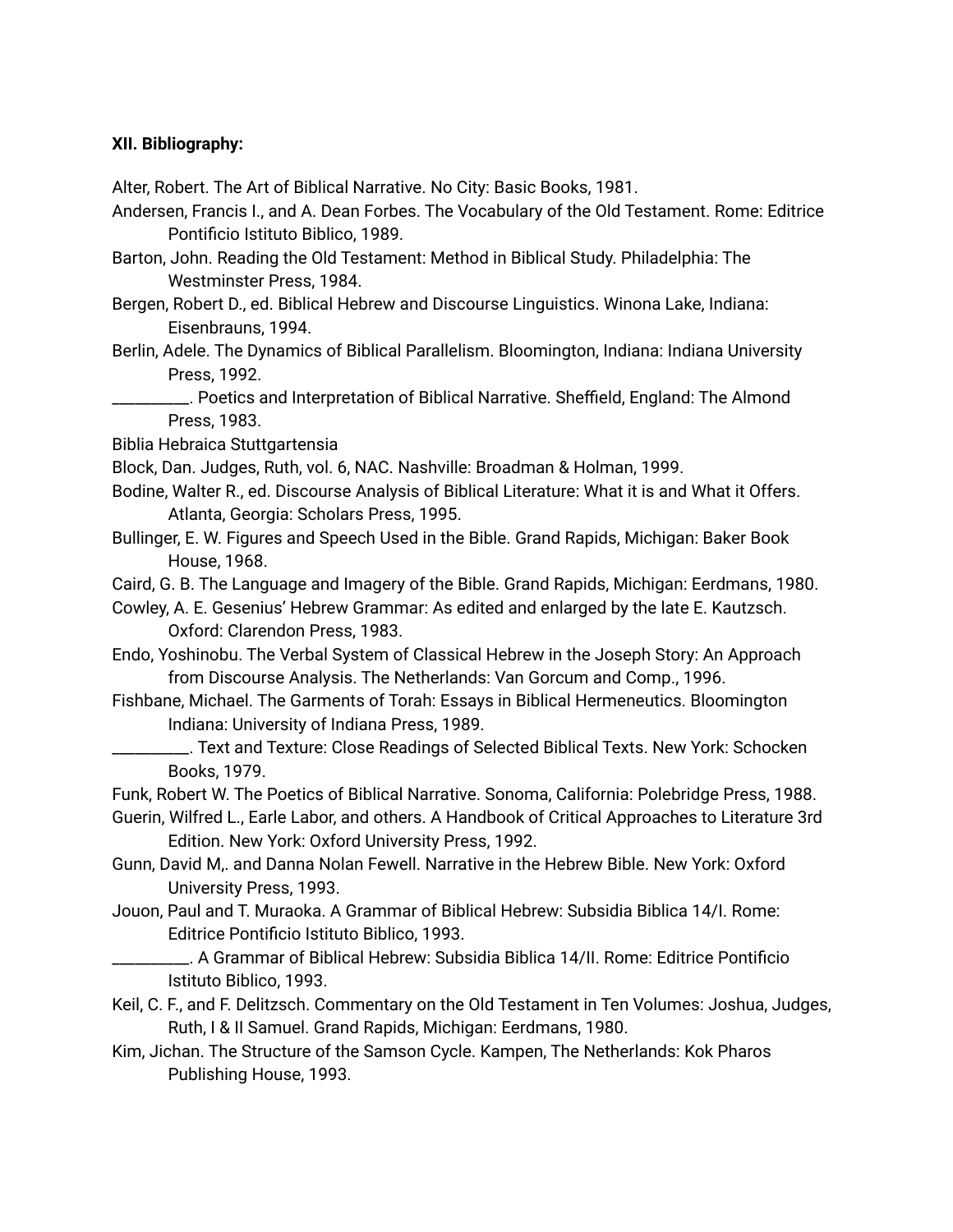**XII. Bibliography:**

Alter, Robert. The Art of Biblical Narrative. No City: Basic Books, 1981.

Andersen, Francis I., and A. Dean Forbes. The Vocabulary of the Old Testament. Rome: Editrice Pontificio Istituto Biblico, 1989.

Barton, John. Reading the Old Testament: Method in Biblical Study. Philadelphia: The Westminster Press, 1984.

Bergen, Robert D., ed. Biblical Hebrew and Discourse Linguistics. Winona Lake, Indiana: Eisenbrauns, 1994.

Berlin, Adele. The Dynamics of Biblical Parallelism. Bloomington, Indiana: Indiana University Press, 1992.

__________. Poetics and Interpretation of Biblical Narrative. Sheffield, England: The Almond Press, 1983.

Biblia Hebraica Stuttgartensia

Block, Dan. Judges, Ruth, vol. 6, NAC. Nashville: Broadman & Holman, 1999.

Bodine, Walter R., ed. Discourse Analysis of Biblical Literature: What it is and What it Offers. Atlanta, Georgia: Scholars Press, 1995.

Bullinger, E. W. Figures and Speech Used in the Bible. Grand Rapids, Michigan: Baker Book House, 1968.

Caird, G. B. The Language and Imagery of the Bible. Grand Rapids, Michigan: Eerdmans, 1980.

Cowley, A. E. Gesenius' Hebrew Grammar: As edited and enlarged by the late E. Kautzsch. Oxford: Clarendon Press, 1983.

Endo, Yoshinobu. The Verbal System of Classical Hebrew in the Joseph Story: An Approach from Discourse Analysis. The Netherlands: Van Gorcum and Comp., 1996.

Fishbane, Michael. The Garments of Torah: Essays in Biblical Hermeneutics. Bloomington Indiana: University of Indiana Press, 1989.

__________. Text and Texture: Close Readings of Selected Biblical Texts. New York: Schocken Books, 1979.

Funk, Robert W. The Poetics of Biblical Narrative. Sonoma, California: Polebridge Press, 1988.

Guerin, Wilfred L., Earle Labor, and others. A Handbook of Critical Approaches to Literature 3rd Edition. New York: Oxford University Press, 1992.

Gunn, David M,. and Danna Nolan Fewell. Narrative in the Hebrew Bible. New York: Oxford University Press, 1993.

Jouon, Paul and T. Muraoka. A Grammar of Biblical Hebrew: Subsidia Biblica 14/I. Rome: Editrice Pontificio Istituto Biblico, 1993.

__________. A Grammar of Biblical Hebrew: Subsidia Biblica 14/II. Rome: Editrice Pontificio Istituto Biblico, 1993.

Keil, C. F., and F. Delitzsch. Commentary on the Old Testament in Ten Volumes: Joshua, Judges, Ruth, I & II Samuel. Grand Rapids, Michigan: Eerdmans, 1980.

Kim, Jichan. The Structure of the Samson Cycle. Kampen, The Netherlands: Kok Pharos Publishing House, 1993.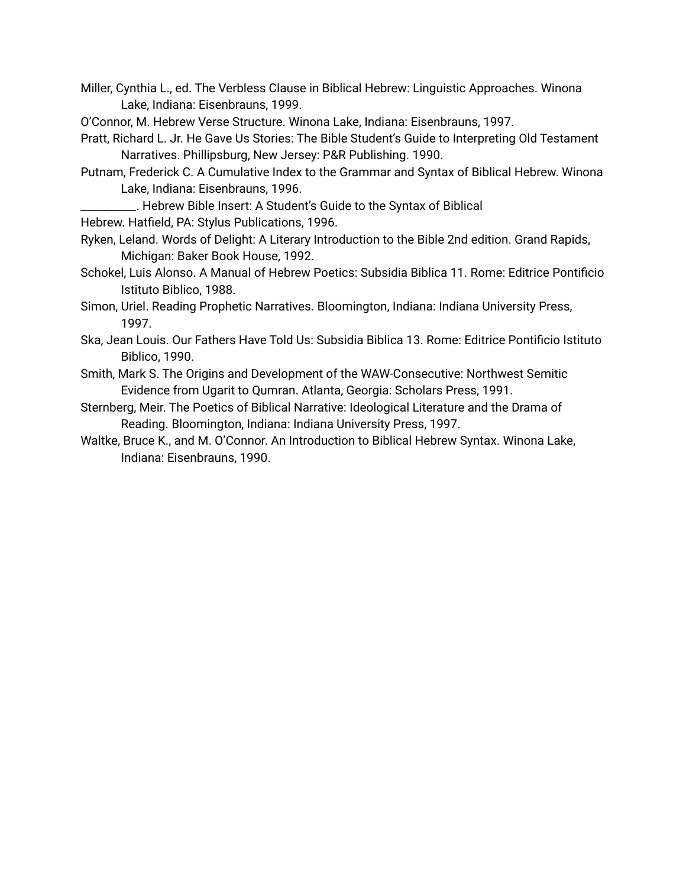Miller, Cynthia L., ed. The Verbless Clause in Biblical Hebrew: Linguistic Approaches. Winona Lake, Indiana: Eisenbrauns, 1999.

O'Connor, M. Hebrew Verse Structure. Winona Lake, Indiana: Eisenbrauns, 1997.

Pratt, Richard L. Jr. He Gave Us Stories: The Bible Student's Guide to Interpreting Old Testament Narratives. Phillipsburg, New Jersey: P&R Publishing. 1990.

Putnam, Frederick C. A Cumulative Index to the Grammar and Syntax of Biblical Hebrew. Winona Lake, Indiana: Eisenbrauns, 1996.

__________. Hebrew Bible Insert: A Student's Guide to the Syntax of Biblical

Hebrew. Hatfield, PA: Stylus Publications, 1996.

Ryken, Leland. Words of Delight: A Literary Introduction to the Bible 2nd edition. Grand Rapids, Michigan: Baker Book House, 1992.

Schokel, Luis Alonso. A Manual of Hebrew Poetics: Subsidia Biblica 11. Rome: Editrice Pontificio Istituto Biblico, 1988.

Simon, Uriel. Reading Prophetic Narratives. Bloomington, Indiana: Indiana University Press, 1997.

Ska, Jean Louis. Our Fathers Have Told Us: Subsidia Biblica 13. Rome: Editrice Pontificio Istituto Biblico, 1990.

Smith, Mark S. The Origins and Development of the WAW-Consecutive: Northwest Semitic Evidence from Ugarit to Qumran. Atlanta, Georgia: Scholars Press, 1991.

Sternberg, Meir. The Poetics of Biblical Narrative: Ideological Literature and the Drama of Reading. Bloomington, Indiana: Indiana University Press, 1997.

Waltke, Bruce K., and M. O'Connor. An Introduction to Biblical Hebrew Syntax. Winona Lake, Indiana: Eisenbrauns, 1990.